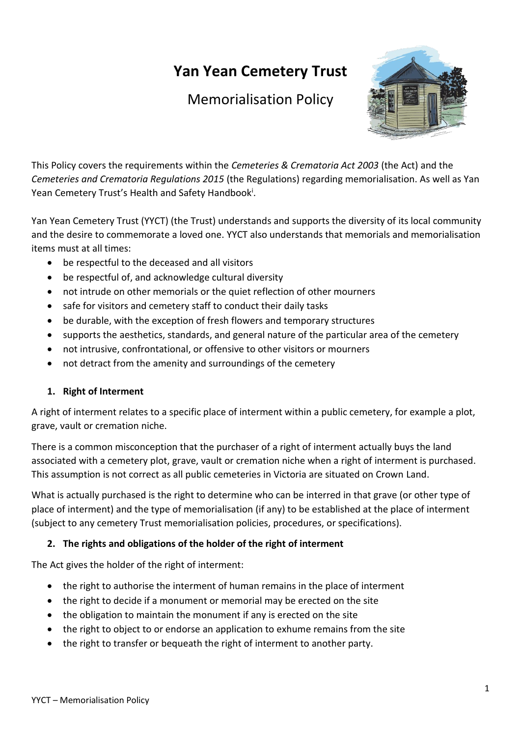# Yan Yean Cemetery Trust

## Memorialisation Policy

This Policy covers the requirements within the *Cemeteries & Crematoria Act 2003* (the Act) and the *Cemeteries and Crematoria Regulations 2015* (the Regulations) regarding memorialisation. As well as Yan Yean Cemetery Trust's Health and Safety Handbook[i].

Yan Yean Cemetery Trust (YYCT) (the Trust) understands and supports the diversity of its local community and the desire to commemorate a loved one. YYCT also understands that memorials and memorialisation items must at all times:

- be respectful to the deceased and all visitors
- be respectful of, and acknowledge cultural diversity
- not intrude on other memorials or the quiet reflection of other mourners
- safe for visitors and cemetery staff to conduct their daily tasks
- be durable, with the exception of fresh flowers and temporary structures
- supports the aesthetics, standards, and general nature of the particular area of the cemetery
- not intrusive, confrontational, or offensive to other visitors or mourners
- not detract from the amenity and surroundings of the cemetery

### 1. Right of Interment

A right of interment relates to a specific place of interment within a public cemetery, for example a plot, grave, vault or cremation niche.

There is a common misconception that the purchaser of a right of interment actually buys the land associated with a cemetery plot, grave, vault or cremation niche when a right of interment is purchased. This assumption is not correct as all public cemeteries in Victoria are situated on Crown Land.

What is actually purchased is the right to determine who can be interred in that grave (or other type of place of interment) and the type of memorialisation (if any) to be established at the place of interment (subject to any cemetery Trust memorialisation policies, procedures, or specifications).

### 2. The rights and obligations of the holder of the right of interment

The Act gives the holder of the right of interment:

- the right to authorise the interment of human remains in the place of interment
- the right to decide if a monument or memorial may be erected on the site
- the obligation to maintain the monument if any is erected on the site
- the right to object to or endorse an application to exhume remains from the site
- the right to transfer or bequeath the right of interment to another party.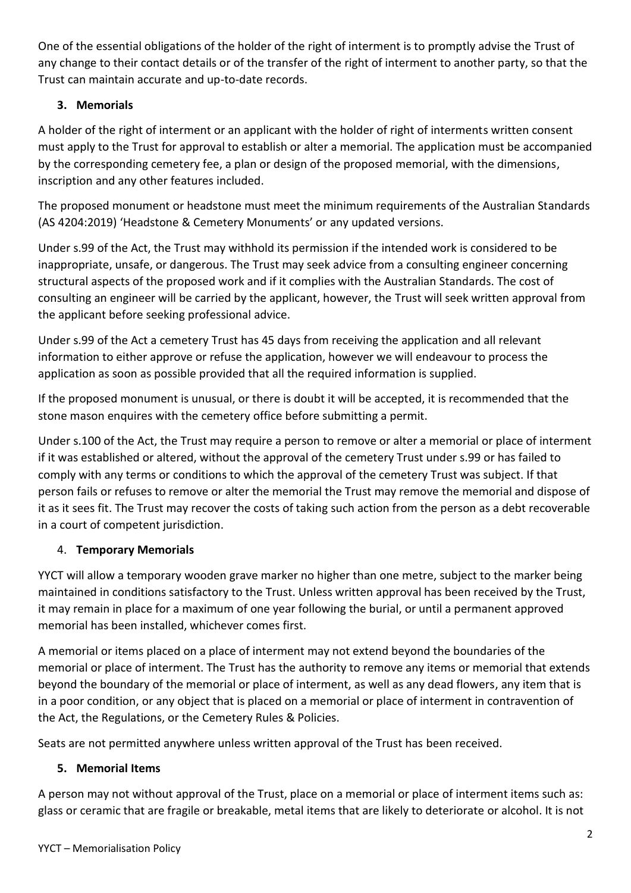One of the essential obligations of the holder of the right of interment is to promptly advise the Trust of any change to their contact details or of the transfer of the right of interment to another party, so that the Trust can maintain accurate and up-to-date records.

## 3. Memorials

A holder of the right of interment or an applicant with the holder of right of interments written consent must apply to the Trust for approval to establish or alter a memorial. The application must be accompanied by the corresponding cemetery fee, a plan or design of the proposed memorial, with the dimensions, inscription and any other features included.

The proposed monument or headstone must meet the minimum requirements of the Australian Standards (AS 4204:2019) 'Headstone & Cemetery Monuments' or any updated versions.

Under s.99 of the Act, the Trust may withhold its permission if the intended work is considered to be inappropriate, unsafe, or dangerous. The Trust may seek advice from a consulting engineer concerning structural aspects of the proposed work and if it complies with the Australian Standards. The cost of consulting an engineer will be carried by the applicant, however, the Trust will seek written approval from the applicant before seeking professional advice.

Under s.99 of the Act a cemetery Trust has 45 days from receiving the application and all relevant information to either approve or refuse the application, however we will endeavour to process the application as soon as possible provided that all the required information is supplied.

If the proposed monument is unusual, or there is doubt it will be accepted, it is recommended that the stone mason enquires with the cemetery office before submitting a permit.

Under s.100 of the Act, the Trust may require a person to remove or alter a memorial or place of interment if it was established or altered, without the approval of the cemetery Trust under s.99 or has failed to comply with any terms or conditions to which the approval of the cemetery Trust was subject. If that person fails or refuses to remove or alter the memorial the Trust may remove the memorial and dispose of it as it sees fit. The Trust may recover the costs of taking such action from the person as a debt recoverable in a court of competent jurisdiction.

## 4. Temporary Memorials

YYCT will allow a temporary wooden grave marker no higher than one metre, subject to the marker being maintained in conditions satisfactory to the Trust. Unless written approval has been received by the Trust, it may remain in place for a maximum of one year following the burial, or until a permanent approved memorial has been installed, whichever comes first.

A memorial or items placed on a place of interment may not extend beyond the boundaries of the memorial or place of interment. The Trust has the authority to remove any items or memorial that extends beyond the boundary of the memorial or place of interment, as well as any dead flowers, any item that is in a poor condition, or any object that is placed on a memorial or place of interment in contravention of the Act, the Regulations, or the Cemetery Rules & Policies.

Seats are not permitted anywhere unless written approval of the Trust has been received.

## 5. Memorial Items

A person may not without approval of the Trust, place on a memorial or place of interment items such as: glass or ceramic that are fragile or breakable, metal items that are likely to deteriorate or alcohol. It is not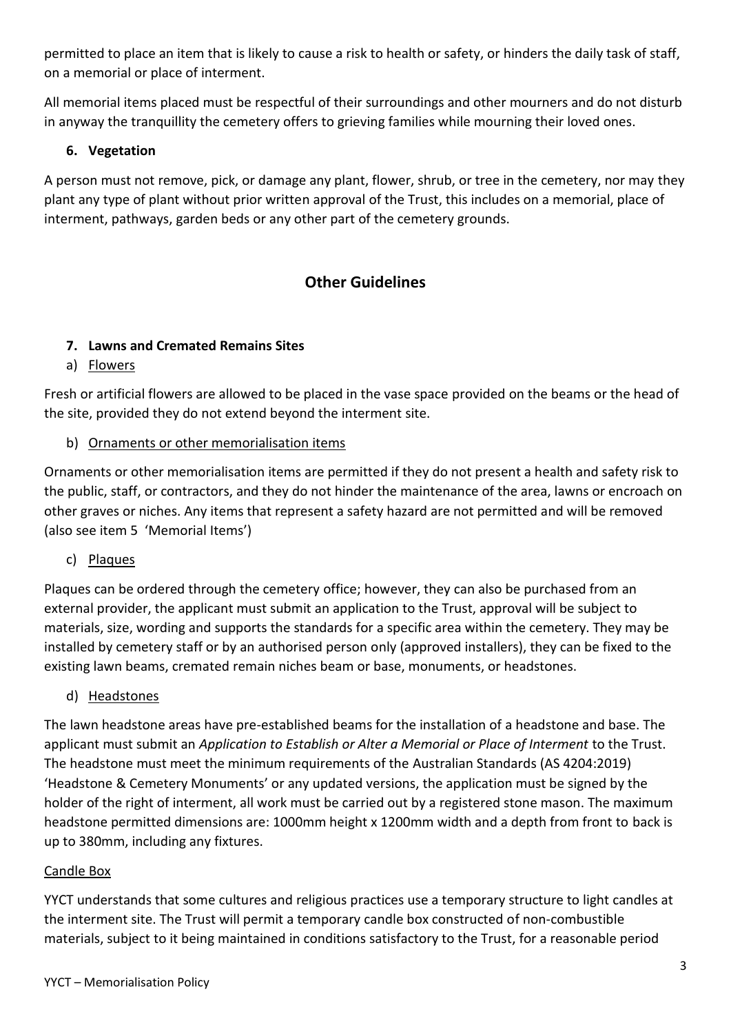permitted to place an item that is likely to cause a risk to health or safety, or hinders the daily task of staff, on a memorial or place of interment.

All memorial items placed must be respectful of their surroundings and other mourners and do not disturb in anyway the tranquillity the cemetery offers to grieving families while mourning their loved ones.

### 6. Vegetation

A person must not remove, pick, or damage any plant, flower, shrub, or tree in the cemetery, nor may they plant any type of plant without prior written approval of the Trust, this includes on a memorial, place of interment, pathways, garden beds or any other part of the cemetery grounds.

## Other Guidelines

### 7. Lawns and Cremated Remains Sites

a) Flowers

Fresh or artificial flowers are allowed to be placed in the vase space provided on the beams or the head of the site, provided they do not extend beyond the interment site.

b) Ornaments or other memorialisation items

Ornaments or other memorialisation items are permitted if they do not present a health and safety risk to the public, staff, or contractors, and they do not hinder the maintenance of the area, lawns or encroach on other graves or niches. Any items that represent a safety hazard are not permitted and will be removed (also see item 5 'Memorial Items')

c) Plaques

Plaques can be ordered through the cemetery office; however, they can also be purchased from an external provider, the applicant must submit an application to the Trust, approval will be subject to materials, size, wording and supports the standards for a specific area within the cemetery. They may be installed by cemetery staff or by an authorised person only (approved installers), they can be fixed to the existing lawn beams, cremated remain niches beam or base, monuments, or headstones.

d) Headstones

The lawn headstone areas have pre-established beams for the installation of a headstone and base. The applicant must submit an *Application to Establish or Alter a Memorial or Place of Interment* to the Trust. The headstone must meet the minimum requirements of the Australian Standards (AS 4204:2019) 'Headstone & Cemetery Monuments' or any updated versions, the application must be signed by the holder of the right of interment, all work must be carried out by a registered stone mason. The maximum headstone permitted dimensions are: 1000mm height x 1200mm width and a depth from front to back is up to 380mm, including any fixtures.

Candle Box

YYCT understands that some cultures and religious practices use a temporary structure to light candles at the interment site. The Trust will permit a temporary candle box constructed of non-combustible materials, subject to it being maintained in conditions satisfactory to the Trust, for a reasonable period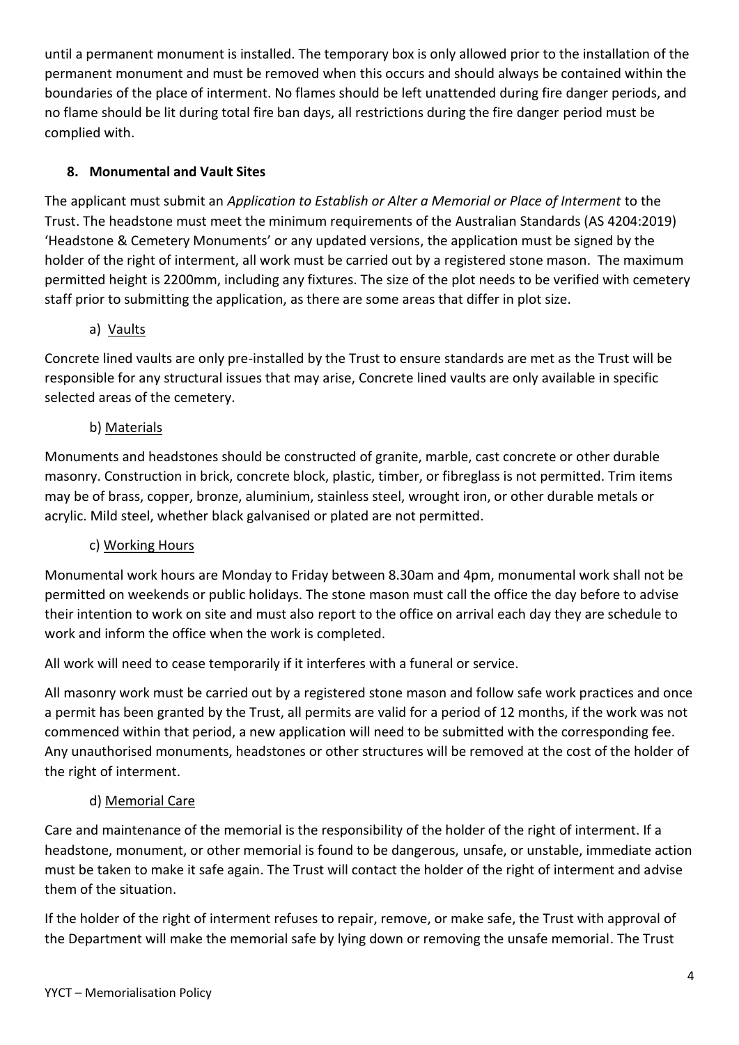until a permanent monument is installed. The temporary box is only allowed prior to the installation of the permanent monument and must be removed when this occurs and should always be contained within the boundaries of the place of interment. No flames should be left unattended during fire danger periods, and no flame should be lit during total fire ban days, all restrictions during the fire danger period must be complied with.

## 8. Monumental and Vault Sites

The applicant must submit an *Application to Establish or Alter a Memorial or Place of Interment* to the Trust. The headstone must meet the minimum requirements of the Australian Standards (AS 4204:2019) 'Headstone & Cemetery Monuments' or any updated versions, the application must be signed by the holder of the right of interment, all work must be carried out by a registered stone mason. The maximum permitted height is 2200mm, including any fixtures. The size of the plot needs to be verified with cemetery staff prior to submitting the application, as there are some areas that differ in plot size.

### a) Vaults

Concrete lined vaults are only pre-installed by the Trust to ensure standards are met as the Trust will be responsible for any structural issues that may arise, Concrete lined vaults are only available in specific selected areas of the cemetery.

### b) Materials

Monuments and headstones should be constructed of granite, marble, cast concrete or other durable masonry. Construction in brick, concrete block, plastic, timber, or fibreglass is not permitted. Trim items may be of brass, copper, bronze, aluminium, stainless steel, wrought iron, or other durable metals or acrylic. Mild steel, whether black galvanised or plated are not permitted.

### c) Working Hours

Monumental work hours are Monday to Friday between 8.30am and 4pm, monumental work shall not be permitted on weekends or public holidays. The stone mason must call the office the day before to advise their intention to work on site and must also report to the office on arrival each day they are schedule to work and inform the office when the work is completed.

All work will need to cease temporarily if it interferes with a funeral or service.

All masonry work must be carried out by a registered stone mason and follow safe work practices and once a permit has been granted by the Trust, all permits are valid for a period of 12 months, if the work was not commenced within that period, a new application will need to be submitted with the corresponding fee. Any unauthorised monuments, headstones or other structures will be removed at the cost of the holder of the right of interment.

### d) Memorial Care

Care and maintenance of the memorial is the responsibility of the holder of the right of interment. If a headstone, monument, or other memorial is found to be dangerous, unsafe, or unstable, immediate action must be taken to make it safe again. The Trust will contact the holder of the right of interment and advise them of the situation.

If the holder of the right of interment refuses to repair, remove, or make safe, the Trust with approval of the Department will make the memorial safe by lying down or removing the unsafe memorial. The Trust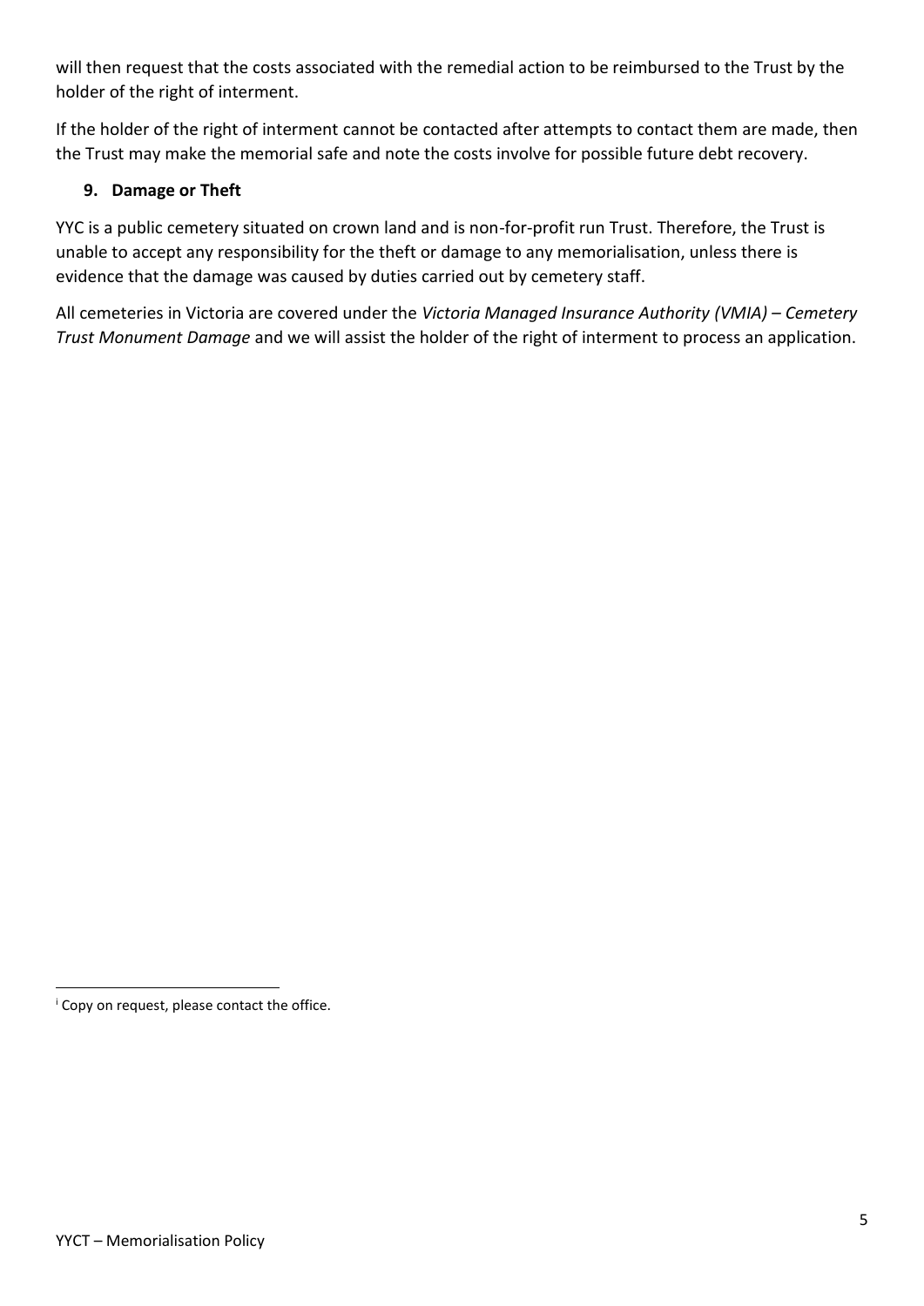will then request that the costs associated with the remedial action to be reimbursed to the Trust by the holder of the right of interment.

If the holder of the right of interment cannot be contacted after attempts to contact them are made, then the Trust may make the memorial safe and note the costs involve for possible future debt recovery.

## 9. Damage or Theft

YYC is a public cemetery situated on crown land and is non-for-profit run Trust. Therefore, the Trust is unable to accept any responsibility for the theft or damage to any memorialisation, unless there is evidence that the damage was caused by duties carried out by cemetery staff.

All cemeteries in Victoria are covered under the *Victoria Managed Insurance Authority (VMIA) – Cemetery Trust Monument Damage* and we will assist the holder of the right of interment to process an application.

---

[i] Copy on request, please contact the office.